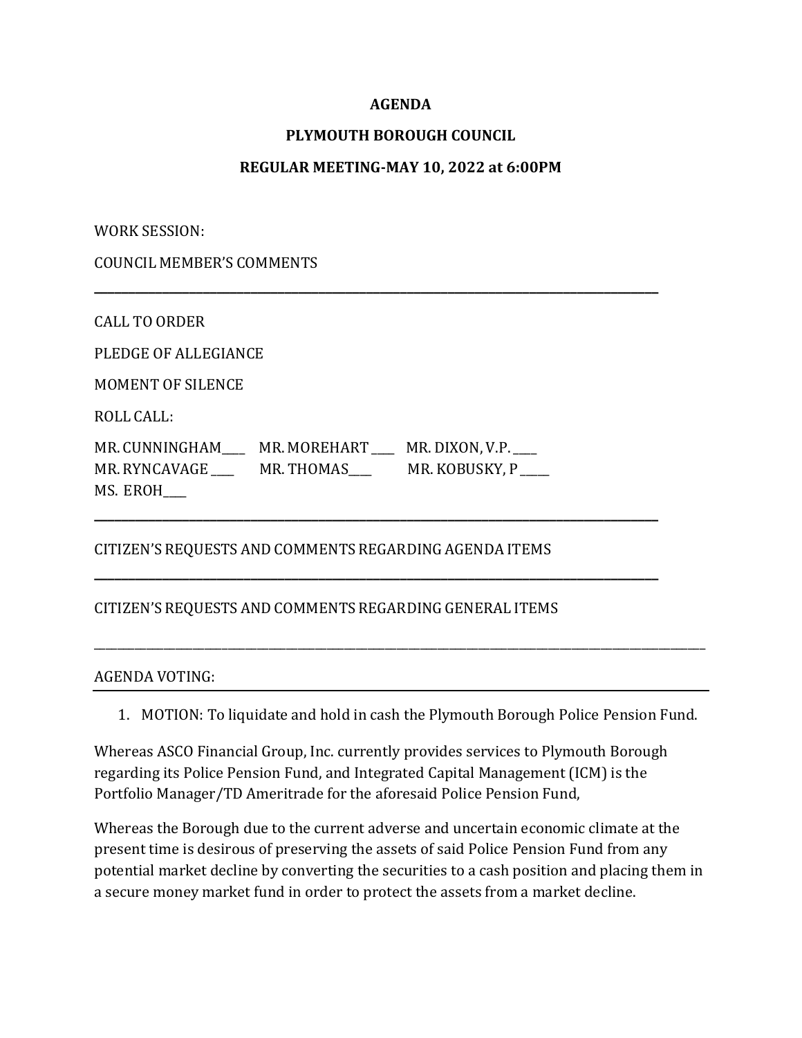# AGENDA

## PLYMOUTH BOROUGH COUNCIL

### REGULAR MEETING-MAY 10, 2022 at 6:00PM

WORK SESSION:

COUNCIL MEMBER'S COMMENTS

---

CALL TO ORDER

PLEDGE OF ALLEGIANCE

MOMENT OF SILENCE

ROLL CALL:

MR. CUNNINGHAM____ MR. MOREHART ____ MR. DIXON, V.P. ____
MR. RYNCAVAGE ____ MR. THOMAS____ MR. KOBUSKY, P _____
MS. EROH____

---

CITIZEN'S REQUESTS AND COMMENTS REGARDING AGENDA ITEMS

---

CITIZEN'S REQUESTS AND COMMENTS REGARDING GENERAL ITEMS

---

AGENDA VOTING:

1. MOTION: To liquidate and hold in cash the Plymouth Borough Police Pension Fund.

Whereas ASCO Financial Group, Inc. currently provides services to Plymouth Borough regarding its Police Pension Fund, and Integrated Capital Management (ICM) is the Portfolio Manager/TD Ameritrade for the aforesaid Police Pension Fund,

Whereas the Borough due to the current adverse and uncertain economic climate at the present time is desirous of preserving the assets of said Police Pension Fund from any potential market decline by converting the securities to a cash position and placing them in a secure money market fund in order to protect the assets from a market decline.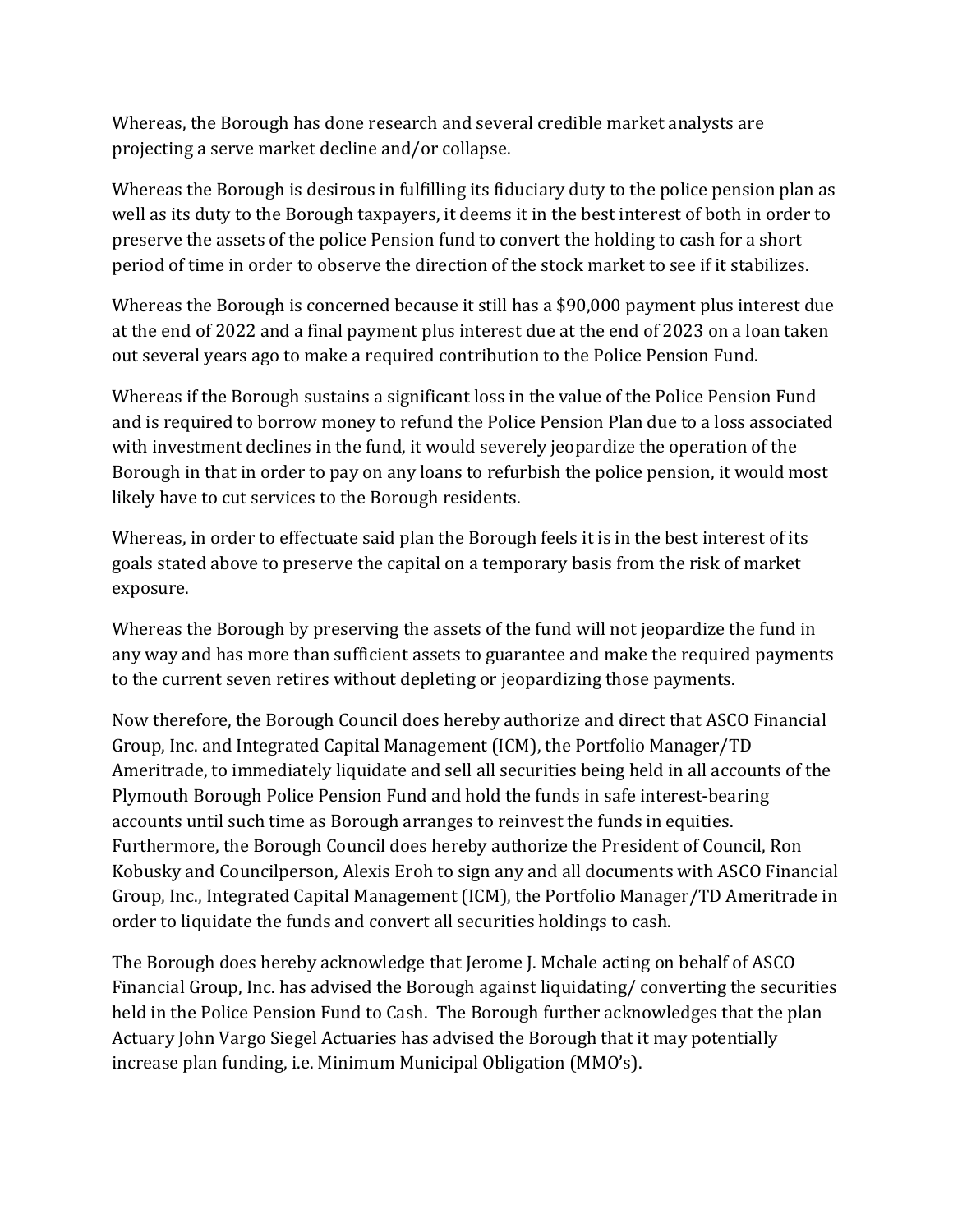Whereas, the Borough has done research and several credible market analysts are projecting a serve market decline and/or collapse.

Whereas the Borough is desirous in fulfilling its fiduciary duty to the police pension plan as well as its duty to the Borough taxpayers, it deems it in the best interest of both in order to preserve the assets of the police Pension fund to convert the holding to cash for a short period of time in order to observe the direction of the stock market to see if it stabilizes.

Whereas the Borough is concerned because it still has a $90,000 payment plus interest due at the end of 2022 and a final payment plus interest due at the end of 2023 on a loan taken out several years ago to make a required contribution to the Police Pension Fund.

Whereas if the Borough sustains a significant loss in the value of the Police Pension Fund and is required to borrow money to refund the Police Pension Plan due to a loss associated with investment declines in the fund, it would severely jeopardize the operation of the Borough in that in order to pay on any loans to refurbish the police pension, it would most likely have to cut services to the Borough residents.

Whereas, in order to effectuate said plan the Borough feels it is in the best interest of its goals stated above to preserve the capital on a temporary basis from the risk of market exposure.

Whereas the Borough by preserving the assets of the fund will not jeopardize the fund in any way and has more than sufficient assets to guarantee and make the required payments to the current seven retires without depleting or jeopardizing those payments.

Now therefore, the Borough Council does hereby authorize and direct that ASCO Financial Group, Inc. and Integrated Capital Management (ICM), the Portfolio Manager/TD Ameritrade, to immediately liquidate and sell all securities being held in all accounts of the Plymouth Borough Police Pension Fund and hold the funds in safe interest-bearing accounts until such time as Borough arranges to reinvest the funds in equities. Furthermore, the Borough Council does hereby authorize the President of Council, Ron Kobusky and Councilperson, Alexis Eroh to sign any and all documents with ASCO Financial Group, Inc., Integrated Capital Management (ICM), the Portfolio Manager/TD Ameritrade in order to liquidate the funds and convert all securities holdings to cash.

The Borough does hereby acknowledge that Jerome J. Mchale acting on behalf of ASCO Financial Group, Inc. has advised the Borough against liquidating/ converting the securities held in the Police Pension Fund to Cash. The Borough further acknowledges that the plan Actuary John Vargo Siegel Actuaries has advised the Borough that it may potentially increase plan funding, i.e. Minimum Municipal Obligation (MMO's).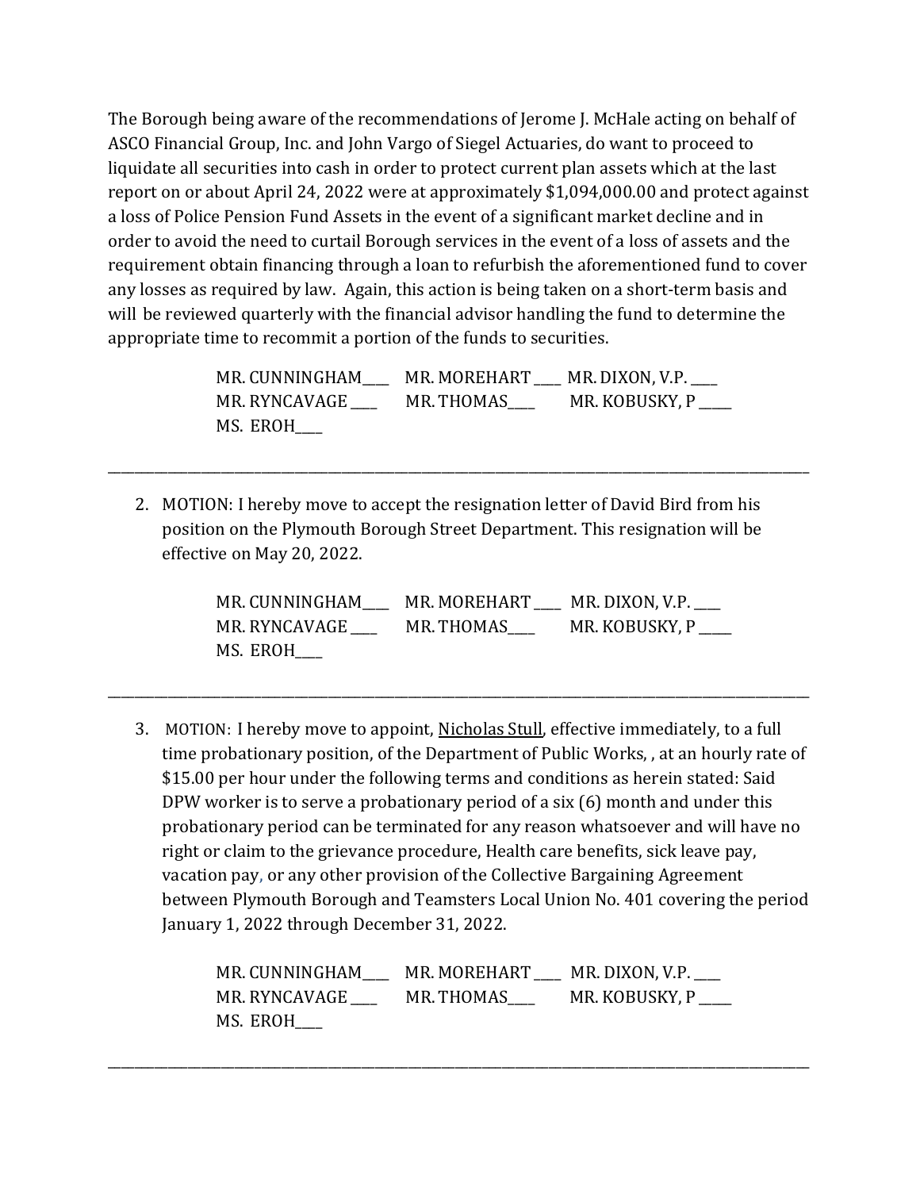The Borough being aware of the recommendations of Jerome J. McHale acting on behalf of ASCO Financial Group, Inc. and John Vargo of Siegel Actuaries, do want to proceed to liquidate all securities into cash in order to protect current plan assets which at the last report on or about April 24, 2022 were at approximately $1,094,000.00 and protect against a loss of Police Pension Fund Assets in the event of a significant market decline and in order to avoid the need to curtail Borough services in the event of a loss of assets and the requirement obtain financing through a loan to refurbish the aforementioned fund to cover any losses as required by law. Again, this action is being taken on a short-term basis and will be reviewed quarterly with the financial advisor handling the fund to determine the appropriate time to recommit a portion of the funds to securities.

MR. CUNNINGHAM____ MR. MOREHART ____ MR. DIXON, V.P. ____
MR. RYNCAVAGE ____ MR. THOMAS____ MR. KOBUSKY, P _____
MS. EROH____

---

2. MOTION: I hereby move to accept the resignation letter of David Bird from his position on the Plymouth Borough Street Department. This resignation will be effective on May 20, 2022.

MR. CUNNINGHAM____ MR. MOREHART ____ MR. DIXON, V.P. ____
MR. RYNCAVAGE ____ MR. THOMAS____ MR. KOBUSKY, P _____
MS. EROH____

---

3. MOTION: I hereby move to appoint, Nicholas Stull, effective immediately, to a full time probationary position, of the Department of Public Works, , at an hourly rate of $15.00 per hour under the following terms and conditions as herein stated: Said DPW worker is to serve a probationary period of a six (6) month and under this probationary period can be terminated for any reason whatsoever and will have no right or claim to the grievance procedure, Health care benefits, sick leave pay, vacation pay, or any other provision of the Collective Bargaining Agreement between Plymouth Borough and Teamsters Local Union No. 401 covering the period January 1, 2022 through December 31, 2022.

MR. CUNNINGHAM____ MR. MOREHART ____ MR. DIXON, V.P. ____
MR. RYNCAVAGE ____ MR. THOMAS____ MR. KOBUSKY, P _____
MS. EROH____

---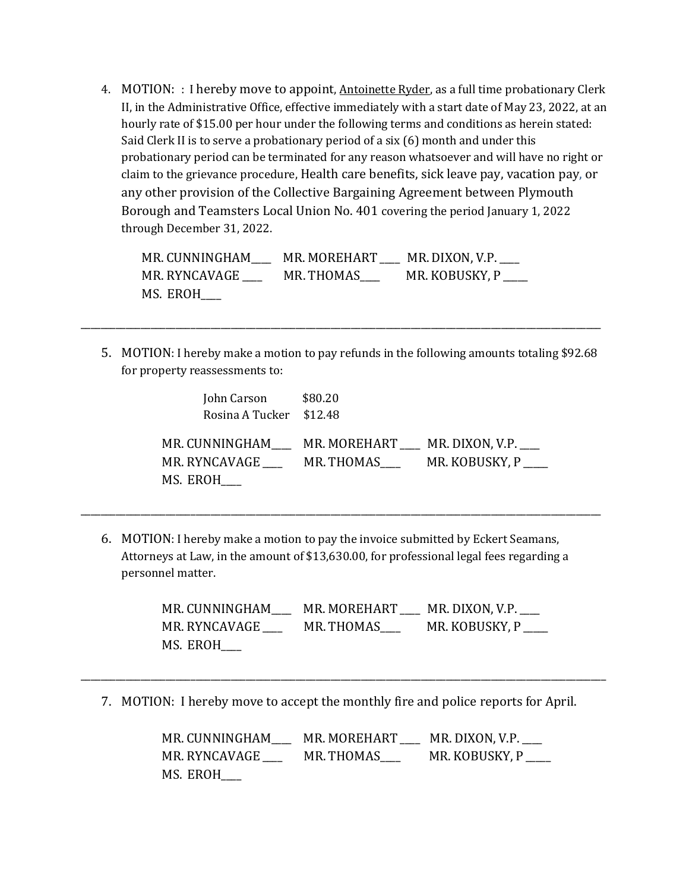4. MOTION: : I hereby move to appoint, Antoinette Ryder, as a full time probationary Clerk II, in the Administrative Office, effective immediately with a start date of May 23, 2022, at an hourly rate of $15.00 per hour under the following terms and conditions as herein stated: Said Clerk II is to serve a probationary period of a six (6) month and under this probationary period can be terminated for any reason whatsoever and will have no right or claim to the grievance procedure, Health care benefits, sick leave pay, vacation pay, or any other provision of the Collective Bargaining Agreement between Plymouth Borough and Teamsters Local Union No. 401 covering the period January 1, 2022 through December 31, 2022.

   MR. CUNNINGHAM____ MR. MOREHART ____ MR. DIXON, V.P. ____
   MR. RYNCAVAGE ____ MR. THOMAS____ MR. KOBUSKY, P _____
   MS. EROH____

---

5. MOTION: I hereby make a motion to pay refunds in the following amounts totaling $92.68 for property reassessments to:

   John Carson $80.20
   Rosina A Tucker $12.48

   MR. CUNNINGHAM____ MR. MOREHART ____ MR. DIXON, V.P. ____
   MR. RYNCAVAGE ____ MR. THOMAS____ MR. KOBUSKY, P _____
   MS. EROH____

---

6. MOTION: I hereby make a motion to pay the invoice submitted by Eckert Seamans, Attorneys at Law, in the amount of $13,630.00, for professional legal fees regarding a personnel matter.

   MR. CUNNINGHAM____ MR. MOREHART ____ MR. DIXON, V.P. ____
   MR. RYNCAVAGE ____ MR. THOMAS____ MR. KOBUSKY, P _____
   MS. EROH____

---

7. MOTION: I hereby move to accept the monthly fire and police reports for April.

   MR. CUNNINGHAM____ MR. MOREHART ____ MR. DIXON, V.P. ____
   MR. RYNCAVAGE ____ MR. THOMAS____ MR. KOBUSKY, P _____
   MS. EROH____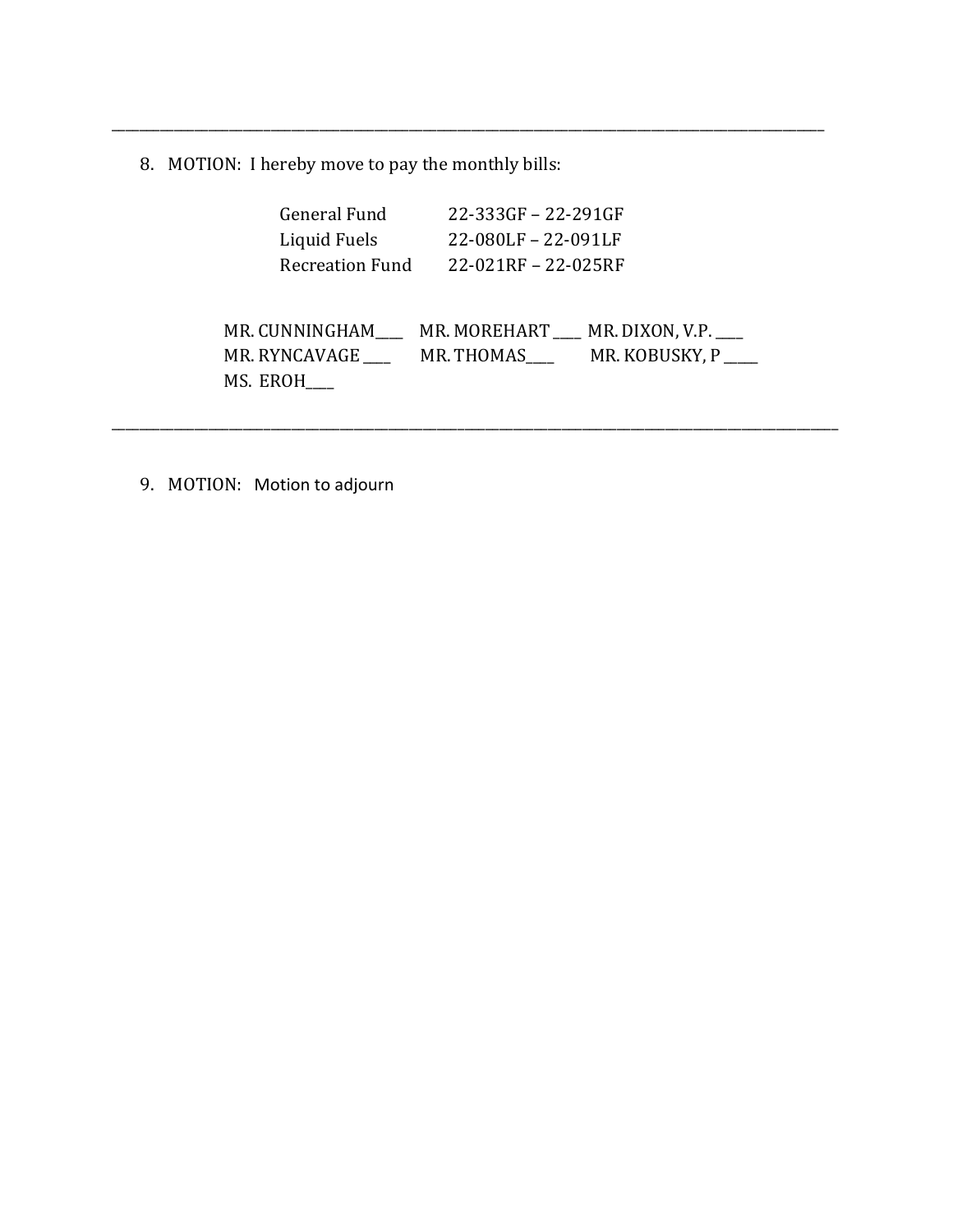---

8. MOTION: I hereby move to pay the monthly bills:

| | |
|---|---|
| General Fund | 22-333GF – 22-291GF |
| Liquid Fuels | 22-080LF – 22-091LF |
| Recreation Fund | 22-021RF – 22-025RF |

MR. CUNNINGHAM____ MR. MOREHART ____ MR. DIXON, V.P. ____
MR. RYNCAVAGE ____ MR. THOMAS____ MR. KOBUSKY, P _____
MS. EROH____

---

9. MOTION: Motion to adjourn